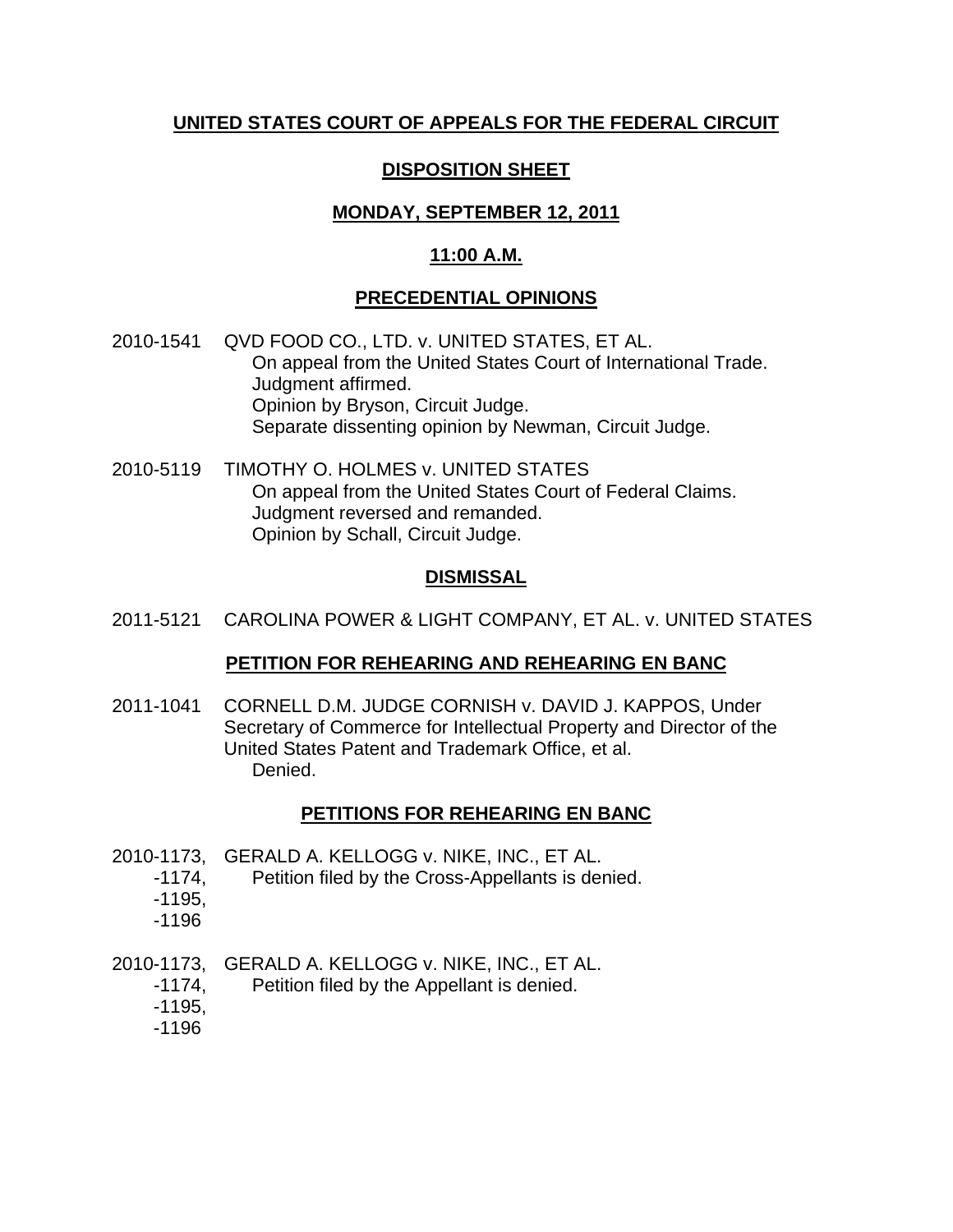## UNITED STATES COURT OF APPEALS FOR THE FEDERAL CIRCUIT

## DISPOSITION SHEET

## MONDAY, SEPTEMBER 12, 2011

## 11:00 A.M.

### PRECEDENTIAL OPINIONS

2010-1541 QVD FOOD CO., LTD. v. UNITED STATES, ET AL.
On appeal from the United States Court of International Trade.
Judgment affirmed.
Opinion by Bryson, Circuit Judge.
Separate dissenting opinion by Newman, Circuit Judge.

2010-5119 TIMOTHY O. HOLMES v. UNITED STATES
On appeal from the United States Court of Federal Claims.
Judgment reversed and remanded.
Opinion by Schall, Circuit Judge.

### DISMISSAL

2011-5121 CAROLINA POWER & LIGHT COMPANY, ET AL. v. UNITED STATES

### PETITION FOR REHEARING AND REHEARING EN BANC

2011-1041 CORNELL D.M. JUDGE CORNISH v. DAVID J. KAPPOS, Under Secretary of Commerce for Intellectual Property and Director of the United States Patent and Trademark Office, et al.
Denied.

### PETITIONS FOR REHEARING EN BANC

2010-1173, -1174, -1195, -1196 GERALD A. KELLOGG v. NIKE, INC., ET AL.
Petition filed by the Cross-Appellants is denied.

2010-1173, -1174, -1195, -1196 GERALD A. KELLOGG v. NIKE, INC., ET AL.
Petition filed by the Appellant is denied.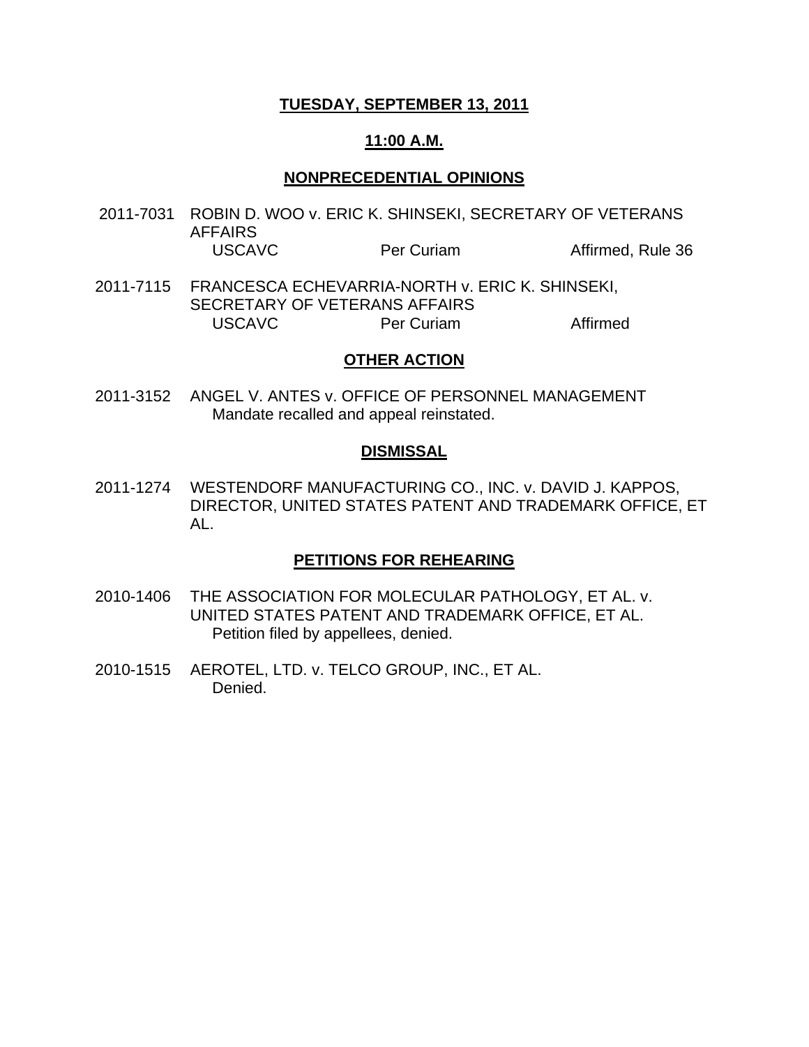**TUESDAY, SEPTEMBER 13, 2011**

**11:00 A.M.**

**NONPRECEDENTIAL OPINIONS**

2011-7031 ROBIN D. WOO v. ERIC K. SHINSEKI, SECRETARY OF VETERANS AFFAIRS

| USCAVC | Per Curiam | Affirmed, Rule 36 |
|---|---|---|

2011-7115 FRANCESCA ECHEVARRIA-NORTH v. ERIC K. SHINSEKI, SECRETARY OF VETERANS AFFAIRS

| USCAVC | Per Curiam | Affirmed |
|---|---|---|

**OTHER ACTION**

2011-3152 ANGEL V. ANTES v. OFFICE OF PERSONNEL MANAGEMENT
Mandate recalled and appeal reinstated.

**DISMISSAL**

2011-1274 WESTENDORF MANUFACTURING CO., INC. v. DAVID J. KAPPOS, DIRECTOR, UNITED STATES PATENT AND TRADEMARK OFFICE, ET AL.

**PETITIONS FOR REHEARING**

2010-1406 THE ASSOCIATION FOR MOLECULAR PATHOLOGY, ET AL. v. UNITED STATES PATENT AND TRADEMARK OFFICE, ET AL.
Petition filed by appellees, denied.

2010-1515 AEROTEL, LTD. v. TELCO GROUP, INC., ET AL.
Denied.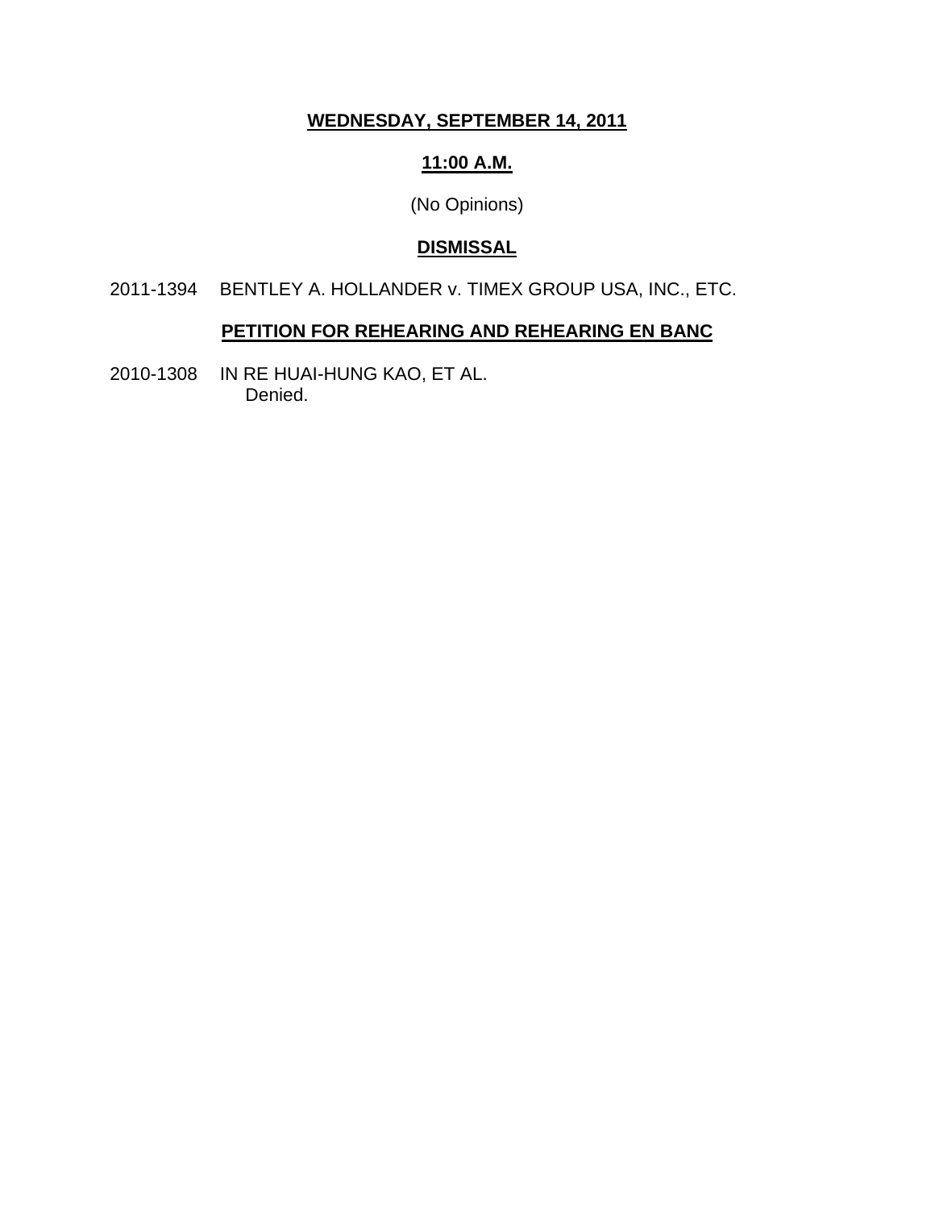**WEDNESDAY, SEPTEMBER 14, 2011**

**11:00 A.M.**

(No Opinions)

**DISMISSAL**

2011-1394 BENTLEY A. HOLLANDER v. TIMEX GROUP USA, INC., ETC.

**PETITION FOR REHEARING AND REHEARING EN BANC**

2010-1308 IN RE HUAI-HUNG KAO, ET AL.
Denied.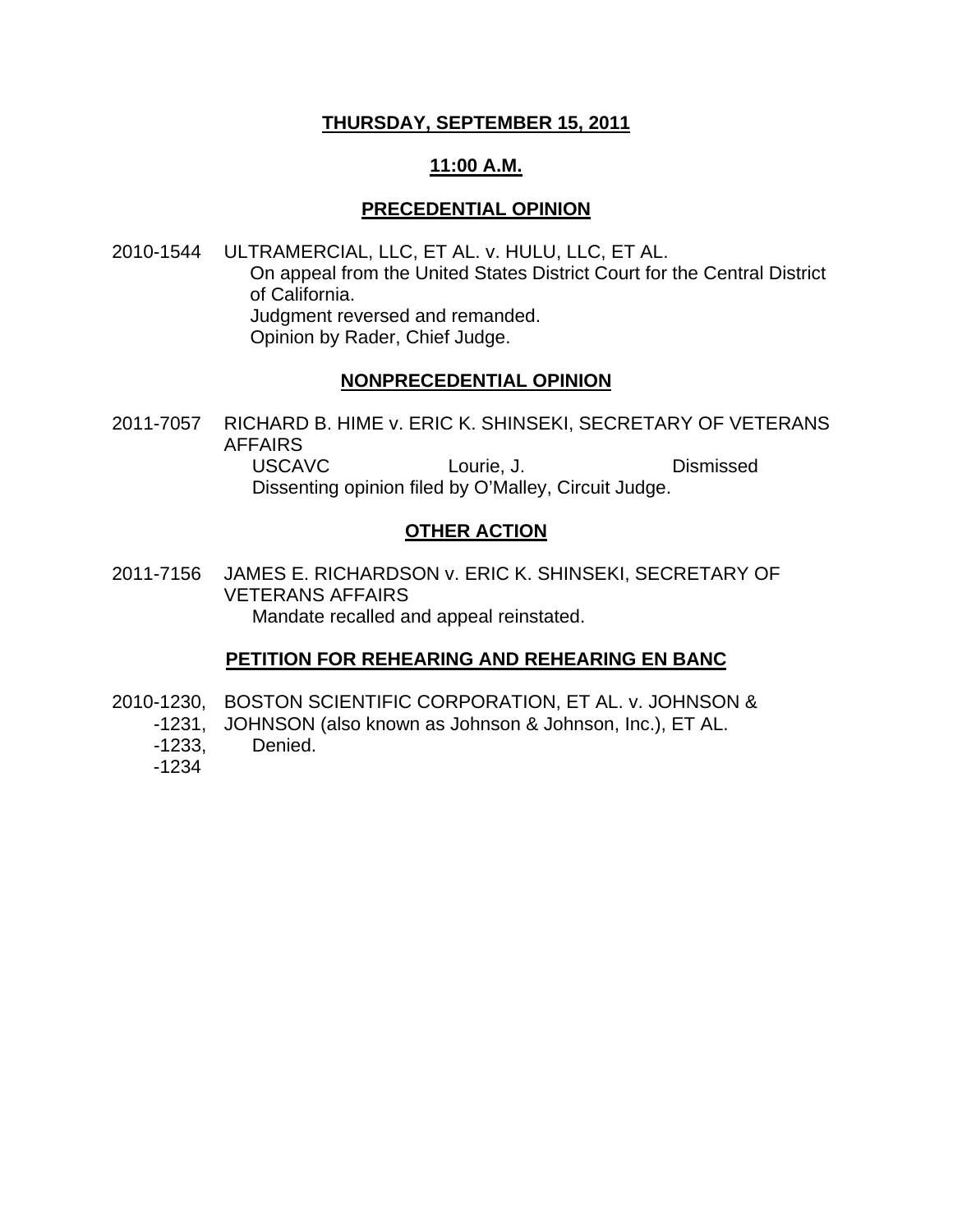**THURSDAY, SEPTEMBER 15, 2011**

**11:00 A.M.**

## PRECEDENTIAL OPINION

2010-1544 ULTRAMERCIAL, LLC, ET AL. v. HULU, LLC, ET AL.
On appeal from the United States District Court for the Central District of California.
Judgment reversed and remanded.
Opinion by Rader, Chief Judge.

## NONPRECEDENTIAL OPINION

2011-7057 RICHARD B. HIME v. ERIC K. SHINSEKI, SECRETARY OF VETERANS AFFAIRS
USCAVC Lourie, J. Dismissed
Dissenting opinion filed by O'Malley, Circuit Judge.

## OTHER ACTION

2011-7156 JAMES E. RICHARDSON v. ERIC K. SHINSEKI, SECRETARY OF VETERANS AFFAIRS
Mandate recalled and appeal reinstated.

## PETITION FOR REHEARING AND REHEARING EN BANC

2010-1230, -1231, -1233, -1234 BOSTON SCIENTIFIC CORPORATION, ET AL. v. JOHNSON & JOHNSON (also known as Johnson & Johnson, Inc.), ET AL.
Denied.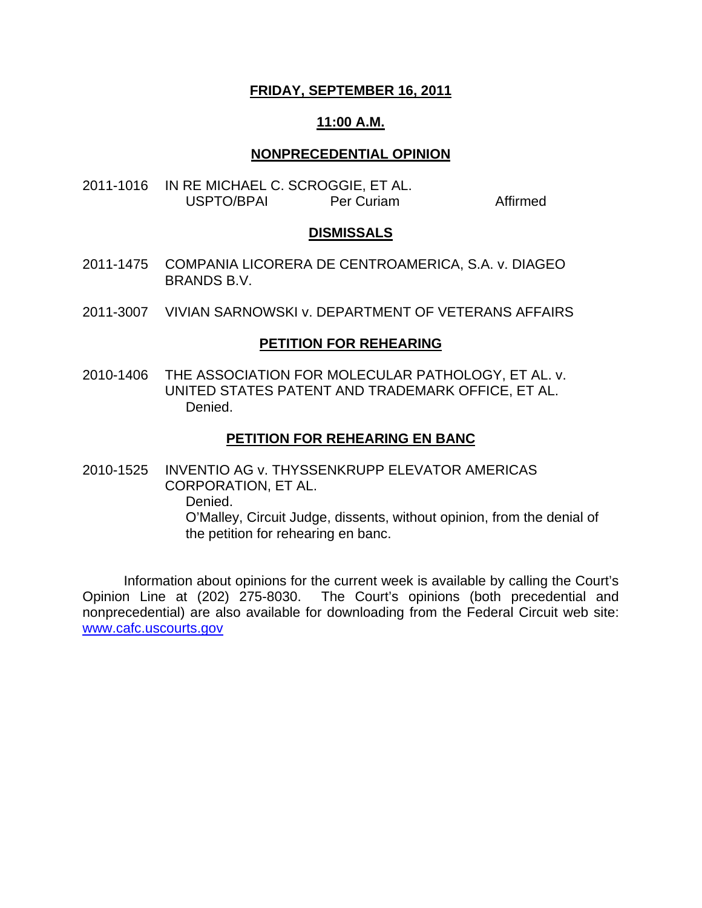**FRIDAY, SEPTEMBER 16, 2011**

**11:00 A.M.**

**NONPRECEDENTIAL OPINION**

2011-1016 IN RE MICHAEL C. SCROGGIE, ET AL.
USPTO/BPAI Per Curiam Affirmed

**DISMISSALS**

2011-1475 COMPANIA LICORERA DE CENTROAMERICA, S.A. v. DIAGEO BRANDS B.V.

2011-3007 VIVIAN SARNOWSKI v. DEPARTMENT OF VETERANS AFFAIRS

**PETITION FOR REHEARING**

2010-1406 THE ASSOCIATION FOR MOLECULAR PATHOLOGY, ET AL. v. UNITED STATES PATENT AND TRADEMARK OFFICE, ET AL.
Denied.

**PETITION FOR REHEARING EN BANC**

2010-1525 INVENTIO AG v. THYSSENKRUPP ELEVATOR AMERICAS CORPORATION, ET AL.
Denied.
O'Malley, Circuit Judge, dissents, without opinion, from the denial of the petition for rehearing en banc.

Information about opinions for the current week is available by calling the Court's Opinion Line at (202) 275-8030. The Court's opinions (both precedential and nonprecedential) are also available for downloading from the Federal Circuit web site: www.cafc.uscourts.gov